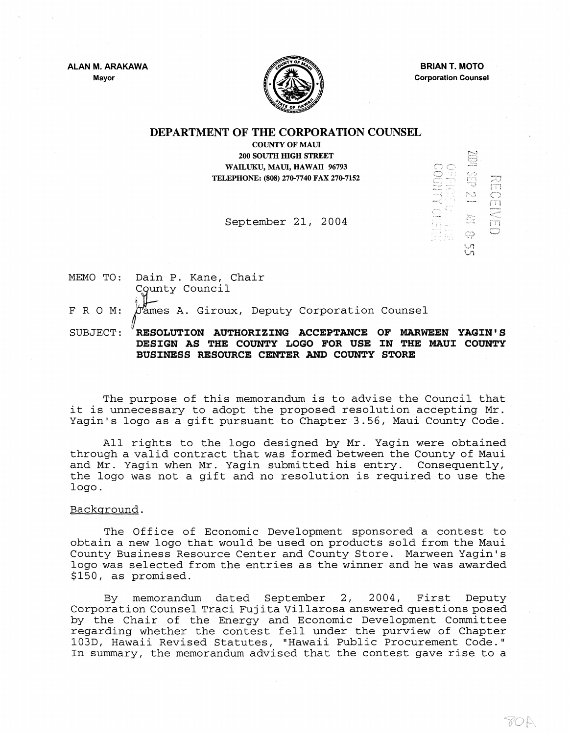**ALAN M. ARAKAWA**
Mayor

**BRIAN T. MOTO**
Corporation Counsel

# DEPARTMENT OF THE CORPORATION COUNSEL

**COUNTY OF MAUI**
**200 SOUTH HIGH STREET**
**WAILUKU, MAUI, HAWAII 96793**
**TELEPHONE: (808) 270-7740 FAX 270-7152**

2004 SEP 21 AM 8:55
OFFICE OF THE COUNTY CLERK
RECEIVED

September 21, 2004

MEMO TO: Dain P. Kane, Chair
County Council

F R O M: James A. Giroux, Deputy Corporation Counsel

SUBJECT: **RESOLUTION AUTHORIZING ACCEPTANCE OF MARWEEN YAGIN'S DESIGN AS THE COUNTY LOGO FOR USE IN THE MAUI COUNTY BUSINESS RESOURCE CENTER AND COUNTY STORE**

The purpose of this memorandum is to advise the Council that it is unnecessary to adopt the proposed resolution accepting Mr. Yagin's logo as a gift pursuant to Chapter 3.56, Maui County Code.

All rights to the logo designed by Mr. Yagin were obtained through a valid contract that was formed between the County of Maui and Mr. Yagin when Mr. Yagin submitted his entry. Consequently, the logo was not a gift and no resolution is required to use the logo.

Background.

The Office of Economic Development sponsored a contest to obtain a new logo that would be used on products sold from the Maui County Business Resource Center and County Store. Marween Yagin's logo was selected from the entries as the winner and he was awarded $150, as promised.

By memorandum dated September 2, 2004, First Deputy Corporation Counsel Traci Fujita Villarosa answered questions posed by the Chair of the Energy and Economic Development Committee regarding whether the contest fell under the purview of Chapter 103D, Hawaii Revised Statutes, "Hawaii Public Procurement Code." In summary, the memorandum advised that the contest gave rise to a

80A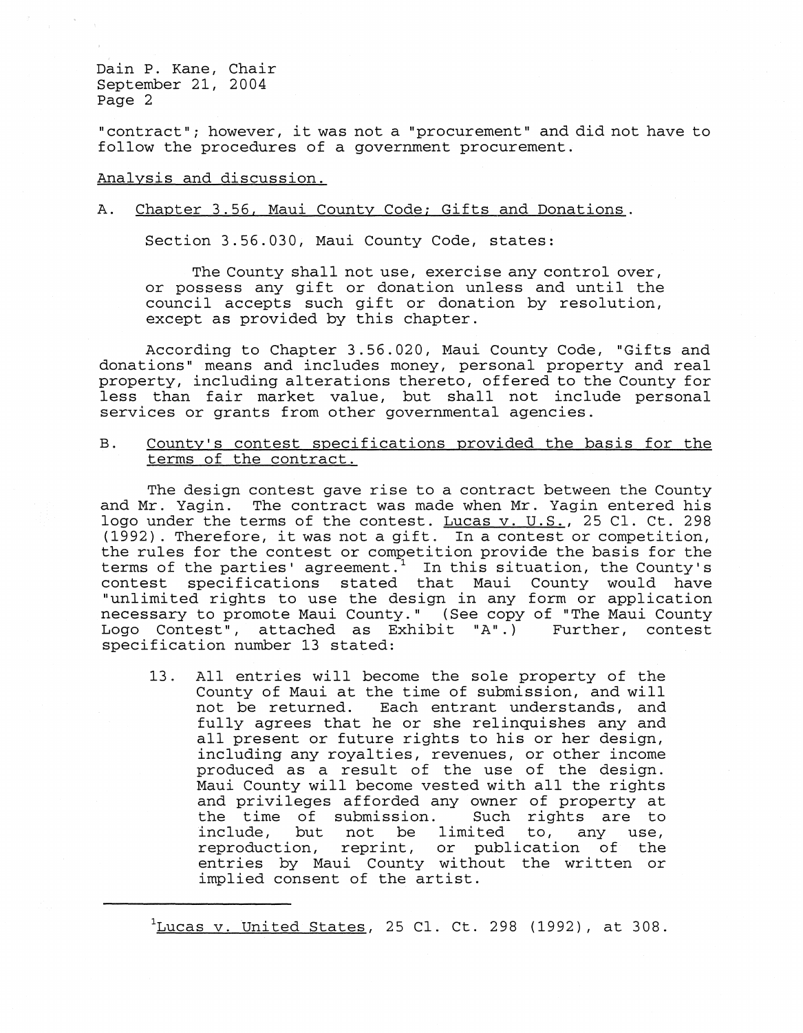"contract"; however, it was not a "procurement" and did not have to follow the procedures of a government procurement.

Analysis and discussion.

A. Chapter 3.56, Maui County Code; Gifts and Donations.

Section 3.56.030, Maui County Code, states:

> The County shall not use, exercise any control over, or possess any gift or donation unless and until the council accepts such gift or donation by resolution, except as provided by this chapter.

According to Chapter 3.56.020, Maui County Code, "Gifts and donations" means and includes money, personal property and real property, including alterations thereto, offered to the County for less than fair market value, but shall not include personal services or grants from other governmental agencies.

B. County's contest specifications provided the basis for the terms of the contract.

The design contest gave rise to a contract between the County and Mr. Yagin. The contract was made when Mr. Yagin entered his logo under the terms of the contest. Lucas v. U.S., 25 Cl. Ct. 298 (1992). Therefore, it was not a gift. In a contest or competition, the rules for the contest or competition provide the basis for the terms of the parties' agreement.[1] In this situation, the County's contest specifications stated that Maui County would have "unlimited rights to use the design in any form or application necessary to promote Maui County." (See copy of "The Maui County Logo Contest", attached as Exhibit "A".) Further, contest specification number 13 stated:

> 13. All entries will become the sole property of the County of Maui at the time of submission, and will not be returned. Each entrant understands, and fully agrees that he or she relinquishes any and all present or future rights to his or her design, including any royalties, revenues, or other income produced as a result of the use of the design. Maui County will become vested with all the rights and privileges afforded any owner of property at the time of submission. Such rights are to include, but not be limited to, any use, reproduction, reprint, or publication of the entries by Maui County without the written or implied consent of the artist.

---

[1] Lucas v. United States, 25 Cl. Ct. 298 (1992), at 308.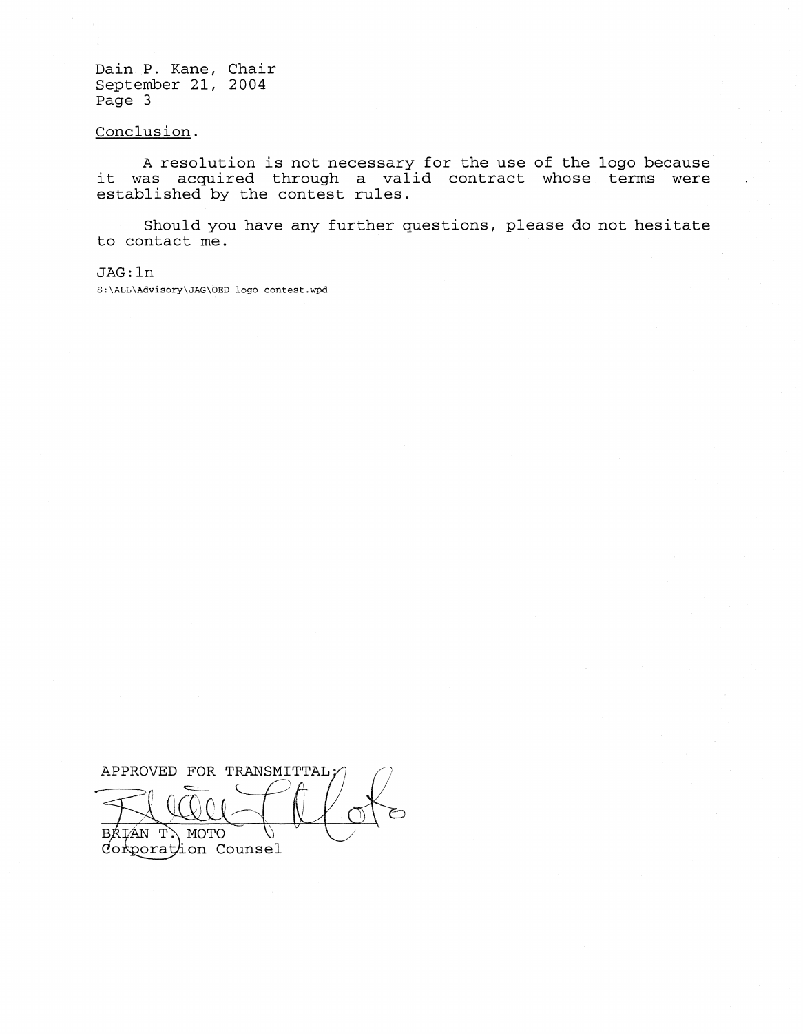Dain P. Kane, Chair
September 21, 2004

Conclusion.

A resolution is not necessary for the use of the logo because it was acquired through a valid contract whose terms were established by the contest rules.

Should you have any further questions, please do not hesitate to contact me.

JAG:ln
S:\ALL\Advisory\JAG\OED logo contest.wpd

APPROVED FOR TRANSMITTAL:

BRIAN T. MOTO
Corporation Counsel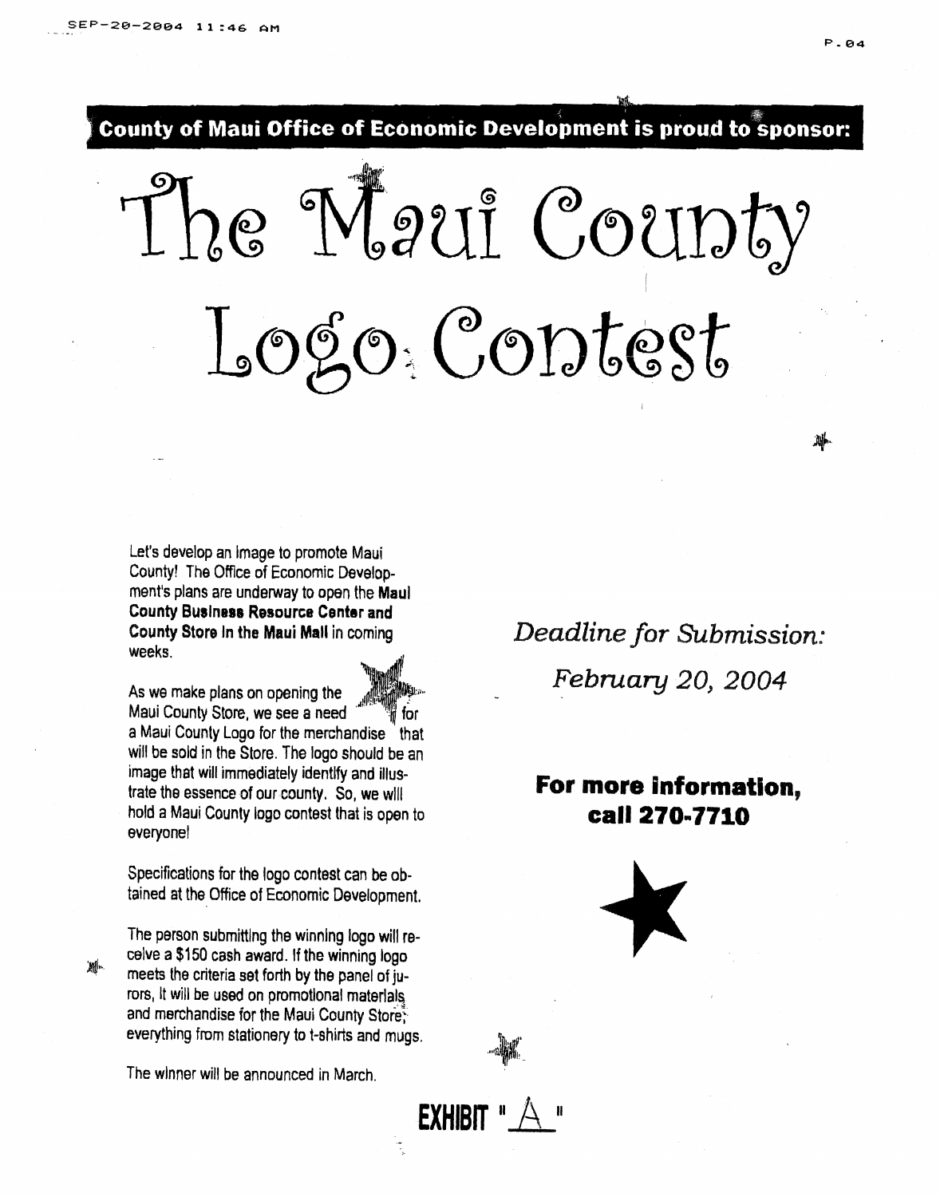**County of Maui Office of Economic Development is proud to sponsor:**

# The Maui County Logo Contest

Let's develop an image to promote Maui County! The Office of Economic Development's plans are underway to open the **Maui County Business Resource Center and County Store in the Maui Mall** in coming weeks.

As we make plans on opening the Maui County Store, we see a need for a Maui County Logo for the merchandise that will be sold in the Store. The logo should be an image that will immediately identify and illustrate the essence of our county. So, we will hold a Maui County logo contest that is open to everyone!

Specifications for the logo contest can be obtained at the Office of Economic Development.

The person submitting the winning logo will receive a $150 cash award. If the winning logo meets the criteria set forth by the panel of jurors, it will be used on promotional materials and merchandise for the Maui County Store; everything from stationery to t-shirts and mugs.

The winner will be announced in March.

*Deadline for Submission:*

*February 20, 2004*

**For more information, call 270-7710**

**EXHIBIT "A"**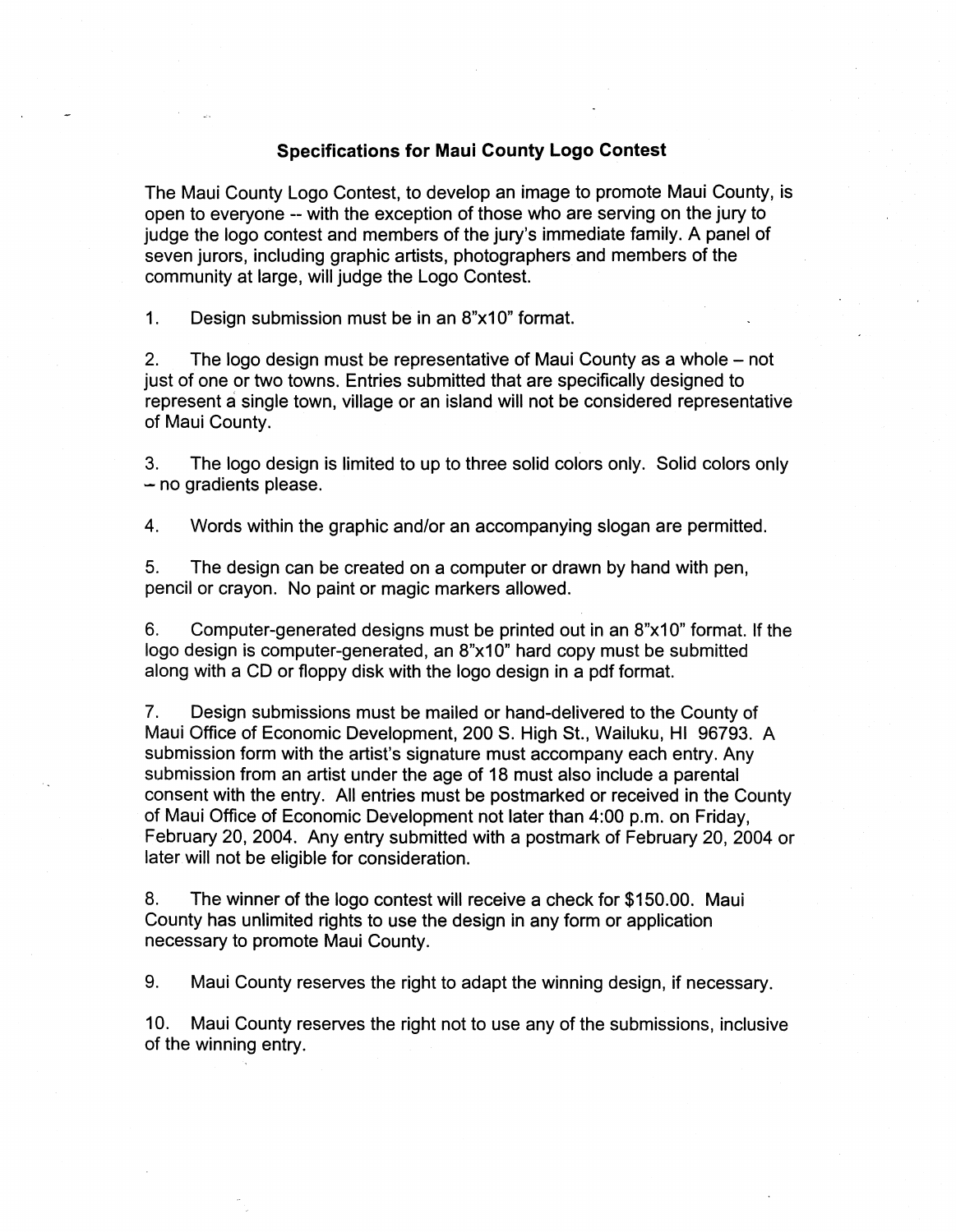## Specifications for Maui County Logo Contest

The Maui County Logo Contest, to develop an image to promote Maui County, is open to everyone -- with the exception of those who are serving on the jury to judge the logo contest and members of the jury's immediate family. A panel of seven jurors, including graphic artists, photographers and members of the community at large, will judge the Logo Contest.

1. Design submission must be in an 8"x10" format.

2. The logo design must be representative of Maui County as a whole – not just of one or two towns. Entries submitted that are specifically designed to represent a single town, village or an island will not be considered representative of Maui County.

3. The logo design is limited to up to three solid colors only. Solid colors only – no gradients please.

4. Words within the graphic and/or an accompanying slogan are permitted.

5. The design can be created on a computer or drawn by hand with pen, pencil or crayon. No paint or magic markers allowed.

6. Computer-generated designs must be printed out in an 8"x10" format. If the logo design is computer-generated, an 8"x10" hard copy must be submitted along with a CD or floppy disk with the logo design in a pdf format.

7. Design submissions must be mailed or hand-delivered to the County of Maui Office of Economic Development, 200 S. High St., Wailuku, HI 96793. A submission form with the artist's signature must accompany each entry. Any submission from an artist under the age of 18 must also include a parental consent with the entry. All entries must be postmarked or received in the County of Maui Office of Economic Development not later than 4:00 p.m. on Friday, February 20, 2004. Any entry submitted with a postmark of February 20, 2004 or later will not be eligible for consideration.

8. The winner of the logo contest will receive a check for $150.00. Maui County has unlimited rights to use the design in any form or application necessary to promote Maui County.

9. Maui County reserves the right to adapt the winning design, if necessary.

10. Maui County reserves the right not to use any of the submissions, inclusive of the winning entry.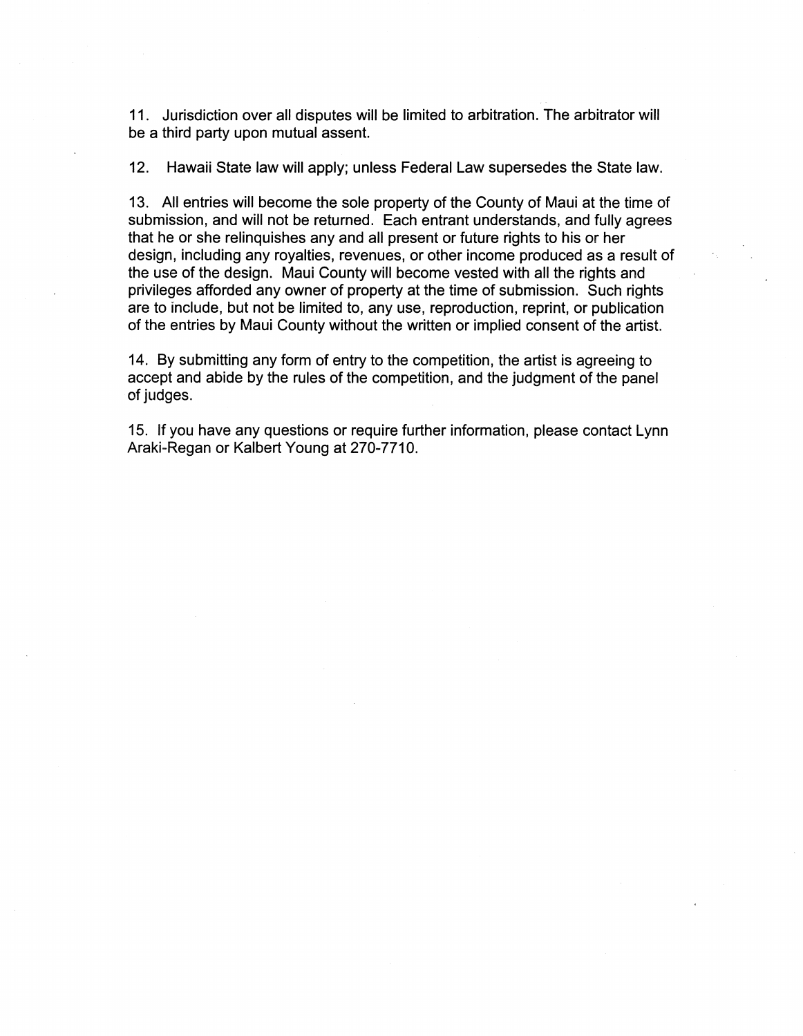11. Jurisdiction over all disputes will be limited to arbitration. The arbitrator will be a third party upon mutual assent.

12. Hawaii State law will apply; unless Federal Law supersedes the State law.

13. All entries will become the sole property of the County of Maui at the time of submission, and will not be returned. Each entrant understands, and fully agrees that he or she relinquishes any and all present or future rights to his or her design, including any royalties, revenues, or other income produced as a result of the use of the design. Maui County will become vested with all the rights and privileges afforded any owner of property at the time of submission. Such rights are to include, but not be limited to, any use, reproduction, reprint, or publication of the entries by Maui County without the written or implied consent of the artist.

14. By submitting any form of entry to the competition, the artist is agreeing to accept and abide by the rules of the competition, and the judgment of the panel of judges.

15. If you have any questions or require further information, please contact Lynn Araki-Regan or Kalbert Young at 270-7710.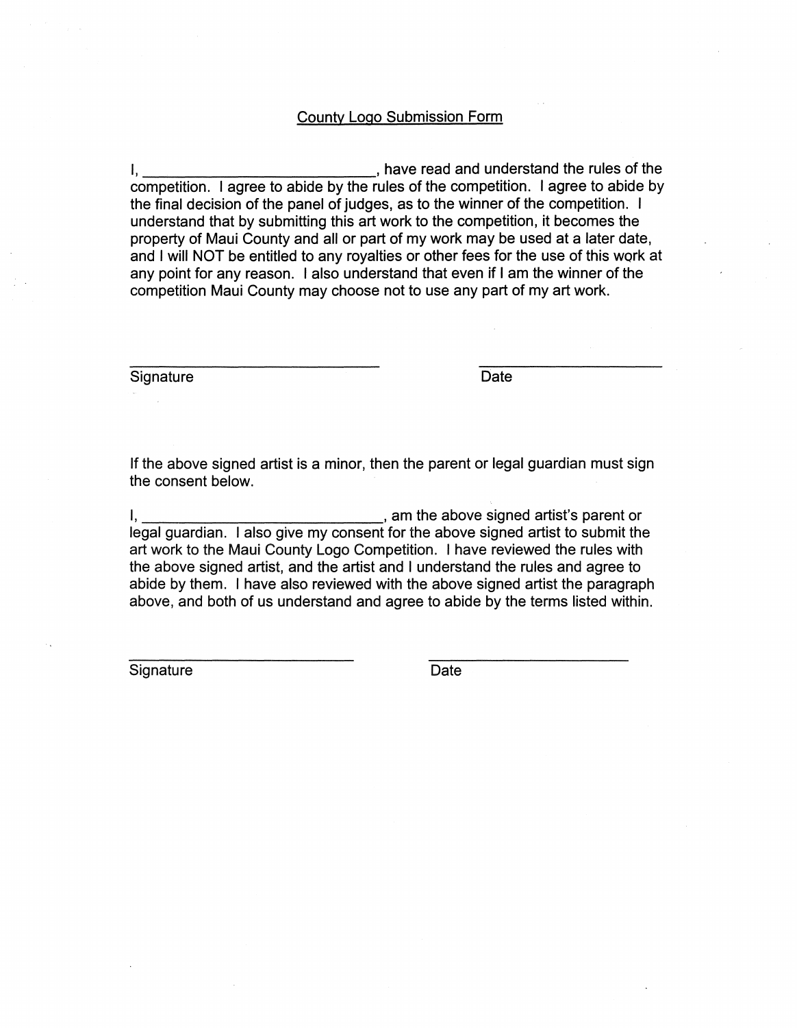<u>County Logo Submission Form</u>

I, ____________________________, have read and understand the rules of the competition. I agree to abide by the rules of the competition. I agree to abide by the final decision of the panel of judges, as to the winner of the competition. I understand that by submitting this art work to the competition, it becomes the property of Maui County and all or part of my work may be used at a later date, and I will NOT be entitled to any royalties or other fees for the use of this work at any point for any reason. I also understand that even if I am the winner of the competition Maui County may choose not to use any part of my art work.

______________________________ ______________________

Signature Date

If the above signed artist is a minor, then the parent or legal guardian must sign the consent below.

I, ____________________________, am the above signed artist's parent or legal guardian. I also give my consent for the above signed artist to submit the art work to the Maui County Logo Competition. I have reviewed the rules with the above signed artist, and the artist and I understand the rules and agree to abide by them. I have also reviewed with the above signed artist the paragraph above, and both of us understand and agree to abide by the terms listed within.

______________________________ ______________________

Signature Date